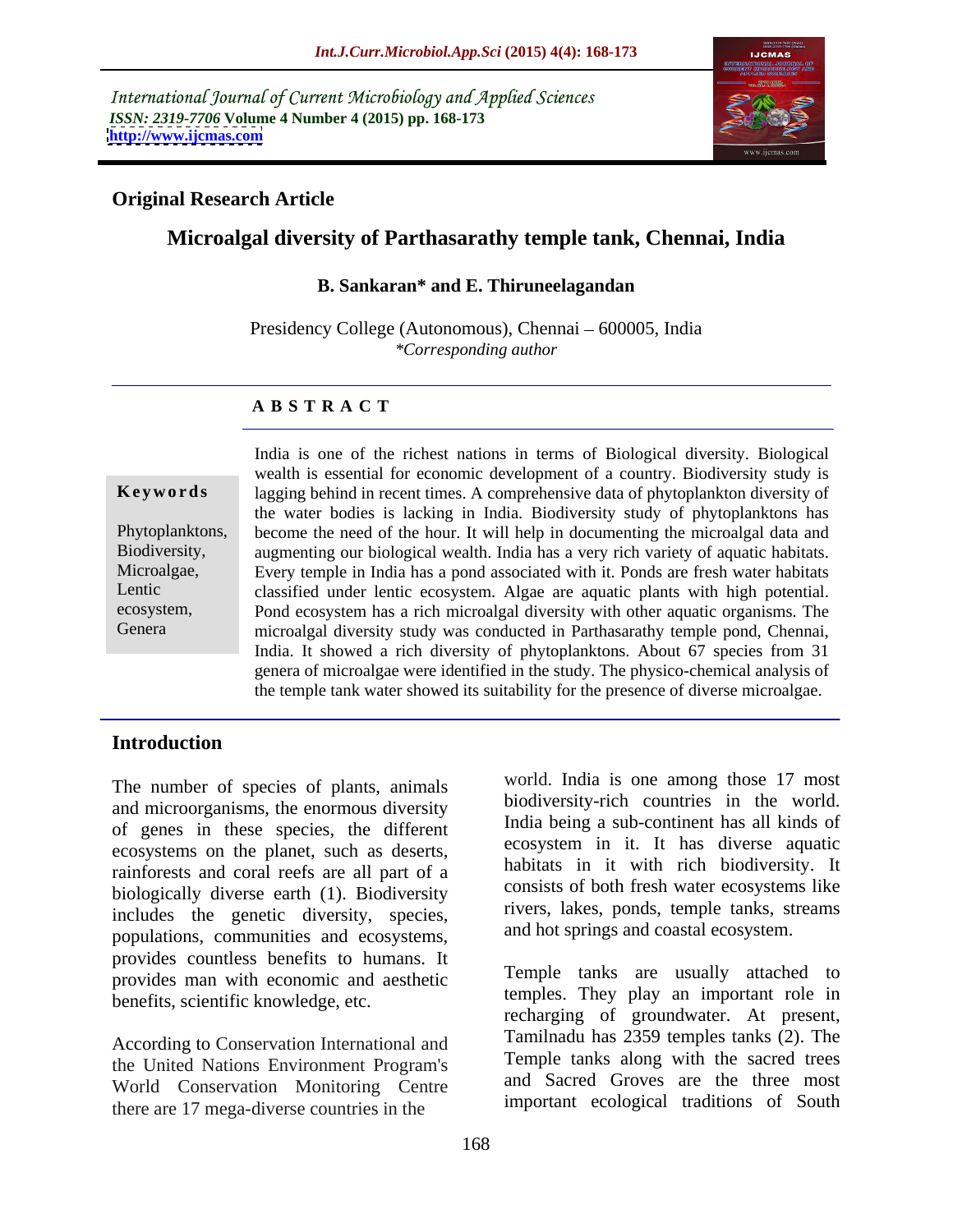International Journal of Current Microbiology and Applied Sciences
*ISSN: 2319-7706* **Volume 4 Number 4 (2015) pp. 168-173**
**http://www.ijcmas.com**

**Original Research Article**

# Microalgal diversity of Parthasarathy temple tank, Chennai, India

**B. Sankaran\* and E. Thiruneelagandan**

Presidency College (Autonomous), Chennai – 600005, India
*\*Corresponding author*

## A B S T R A C T

**Keywords**

Phytoplanktons, Biodiversity, Microalgae, Lentic ecosystem, Genera

India is one of the richest nations in terms of Biological diversity. Biological wealth is essential for economic development of a country. Biodiversity study is lagging behind in recent times. A comprehensive data of phytoplankton diversity of the water bodies is lacking in India. Biodiversity study of phytoplanktons has become the need of the hour. It will help in documenting the microalgal data and augmenting our biological wealth. India has a very rich variety of aquatic habitats. Every temple in India has a pond associated with it. Ponds are fresh water habitats classified under lentic ecosystem. Algae are aquatic plants with high potential. Pond ecosystem has a rich microalgal diversity with other aquatic organisms. The microalgal diversity study was conducted in Parthasarathy temple pond, Chennai, India. It showed a rich diversity of phytoplanktons. About 67 species from 31 genera of microalgae were identified in the study. The physico-chemical analysis of the temple tank water showed its suitability for the presence of diverse microalgae.

## Introduction

The number of species of plants, animals and microorganisms, the enormous diversity of genes in these species, the different ecosystems on the planet, such as deserts, rainforests and coral reefs are all part of a biologically diverse earth (1). Biodiversity includes the genetic diversity, species, populations, communities and ecosystems, provides countless benefits to humans. It provides man with economic and aesthetic benefits, scientific knowledge, etc.

According to Conservation International and the United Nations Environment Program's World Conservation Monitoring Centre there are 17 mega-diverse countries in the world. India is one among those 17 most biodiversity-rich countries in the world. India being a sub-continent has all kinds of ecosystem in it. It has diverse aquatic habitats in it with rich biodiversity. It consists of both fresh water ecosystems like rivers, lakes, ponds, temple tanks, streams and hot springs and coastal ecosystem.

Temple tanks are usually attached to temples. They play an important role in recharging of groundwater. At present, Tamilnadu has 2359 temples tanks (2). The Temple tanks along with the sacred trees and Sacred Groves are the three most important ecological traditions of South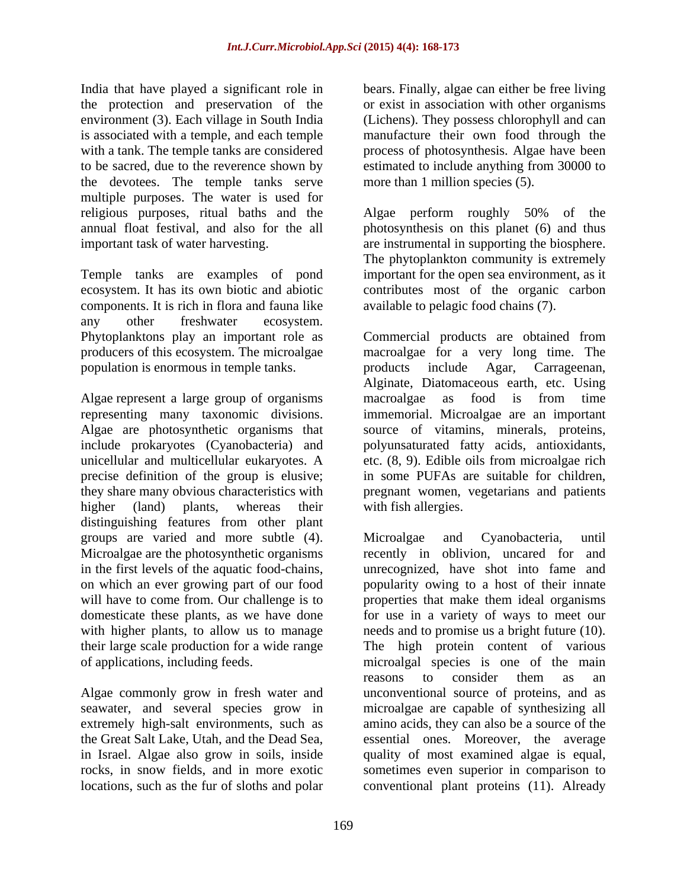India that have played a significant role in the protection and preservation of the environment (3). Each village in South India is associated with a temple, and each temple with a tank. The temple tanks are considered to be sacred, due to the reverence shown by the devotees. The temple tanks serve multiple purposes. The water is used for religious purposes, ritual baths and the annual float festival, and also for the all important task of water harvesting.

Temple tanks are examples of pond ecosystem. It has its own biotic and abiotic components. It is rich in flora and fauna like any other freshwater ecosystem. Phytoplanktons play an important role as producers of this ecosystem. The microalgae population is enormous in temple tanks.

Algae represent a large group of organisms representing many taxonomic divisions. Algae are photosynthetic organisms that include prokaryotes (Cyanobacteria) and unicellular and multicellular eukaryotes. A precise definition of the group is elusive; they share many obvious characteristics with higher (land) plants, whereas their distinguishing features from other plant groups are varied and more subtle (4). Microalgae are the photosynthetic organisms in the first levels of the aquatic food-chains, on which an ever growing part of our food will have to come from. Our challenge is to domesticate these plants, as we have done with higher plants, to allow us to manage their large scale production for a wide range of applications, including feeds.

Algae commonly grow in fresh water and seawater, and several species grow in extremely high-salt environments, such as the Great Salt Lake, Utah, and the Dead Sea, in Israel. Algae also grow in soils, inside rocks, in snow fields, and in more exotic locations, such as the fur of sloths and polar bears. Finally, algae can either be free living or exist in association with other organisms (Lichens). They possess chlorophyll and can manufacture their own food through the process of photosynthesis. Algae have been estimated to include anything from 30000 to more than 1 million species (5).

Algae perform roughly 50% of the photosynthesis on this planet (6) and thus are instrumental in supporting the biosphere. The phytoplankton community is extremely important for the open sea environment, as it contributes most of the organic carbon available to pelagic food chains (7).

Commercial products are obtained from macroalgae for a very long time. The products include Agar, Carrageenan, Alginate, Diatomaceous earth, etc. Using macroalgae as food is from time immemorial. Microalgae are an important source of vitamins, minerals, proteins, polyunsaturated fatty acids, antioxidants, etc. (8, 9). Edible oils from microalgae rich in some PUFAs are suitable for children, pregnant women, vegetarians and patients with fish allergies.

Microalgae and Cyanobacteria, until recently in oblivion, uncared for and unrecognized, have shot into fame and popularity owing to a host of their innate properties that make them ideal organisms for use in a variety of ways to meet our needs and to promise us a bright future (10). The high protein content of various microalgal species is one of the main reasons to consider them as an unconventional source of proteins, and as microalgae are capable of synthesizing all amino acids, they can also be a source of the essential ones. Moreover, the average quality of most examined algae is equal, sometimes even superior in comparison to conventional plant proteins (11). Already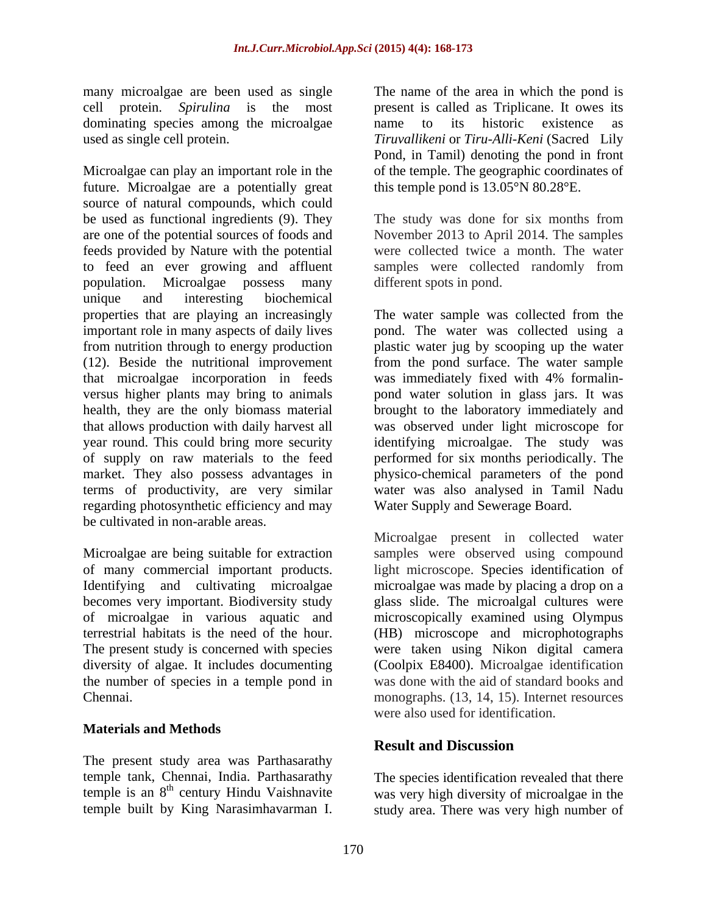many microalgae are been used as single cell protein. *Spirulina* is the most dominating species among the microalgae used as single cell protein.

Microalgae can play an important role in the future. Microalgae are a potentially great source of natural compounds, which could be used as functional ingredients (9). They are one of the potential sources of foods and feeds provided by Nature with the potential to feed an ever growing and affluent population. Microalgae possess many unique and interesting biochemical properties that are playing an increasingly important role in many aspects of daily lives from nutrition through to energy production (12). Beside the nutritional improvement that microalgae incorporation in feeds versus higher plants may bring to animals health, they are the only biomass material that allows production with daily harvest all year round. This could bring more security of supply on raw materials to the feed market. They also possess advantages in terms of productivity, are very similar regarding photosynthetic efficiency and may be cultivated in non-arable areas.

Microalgae are being suitable for extraction of many commercial important products. Identifying and cultivating microalgae becomes very important. Biodiversity study of microalgae in various aquatic and terrestrial habitats is the need of the hour. The present study is concerned with species diversity of algae. It includes documenting the number of species in a temple pond in Chennai.

## Materials and Methods

The present study area was Parthasarathy temple tank, Chennai, India. Parthasarathy temple is an 8th century Hindu Vaishnavite temple built by King Narasimhavarman I. The name of the area in which the pond is present is called as Triplicane. It owes its name to its historic existence as *Tiruvallikeni* or *Tiru-Alli-Keni* (Sacred Lily Pond, in Tamil) denoting the pond in front of the temple. The geographic coordinates of this temple pond is 13.05°N 80.28°E.

The study was done for six months from November 2013 to April 2014. The samples were collected twice a month. The water samples were collected randomly from different spots in pond.

The water sample was collected from the pond. The water was collected using a plastic water jug by scooping up the water from the pond surface. The water sample was immediately fixed with 4% formalin-pond water solution in glass jars. It was brought to the laboratory immediately and was observed under light microscope for identifying microalgae. The study was performed for six months periodically. The physico-chemical parameters of the pond water was also analysed in Tamil Nadu Water Supply and Sewerage Board.

Microalgae present in collected water samples were observed using compound light microscope. Species identification of microalgae was made by placing a drop on a glass slide. The microalgal cultures were microscopically examined using Olympus (HB) microscope and microphotographs were taken using Nikon digital camera (Coolpix E8400). Microalgae identification was done with the aid of standard books and monographs. (13, 14, 15). Internet resources were also used for identification.

## Result and Discussion

The species identification revealed that there was very high diversity of microalgae in the study area. There was very high number of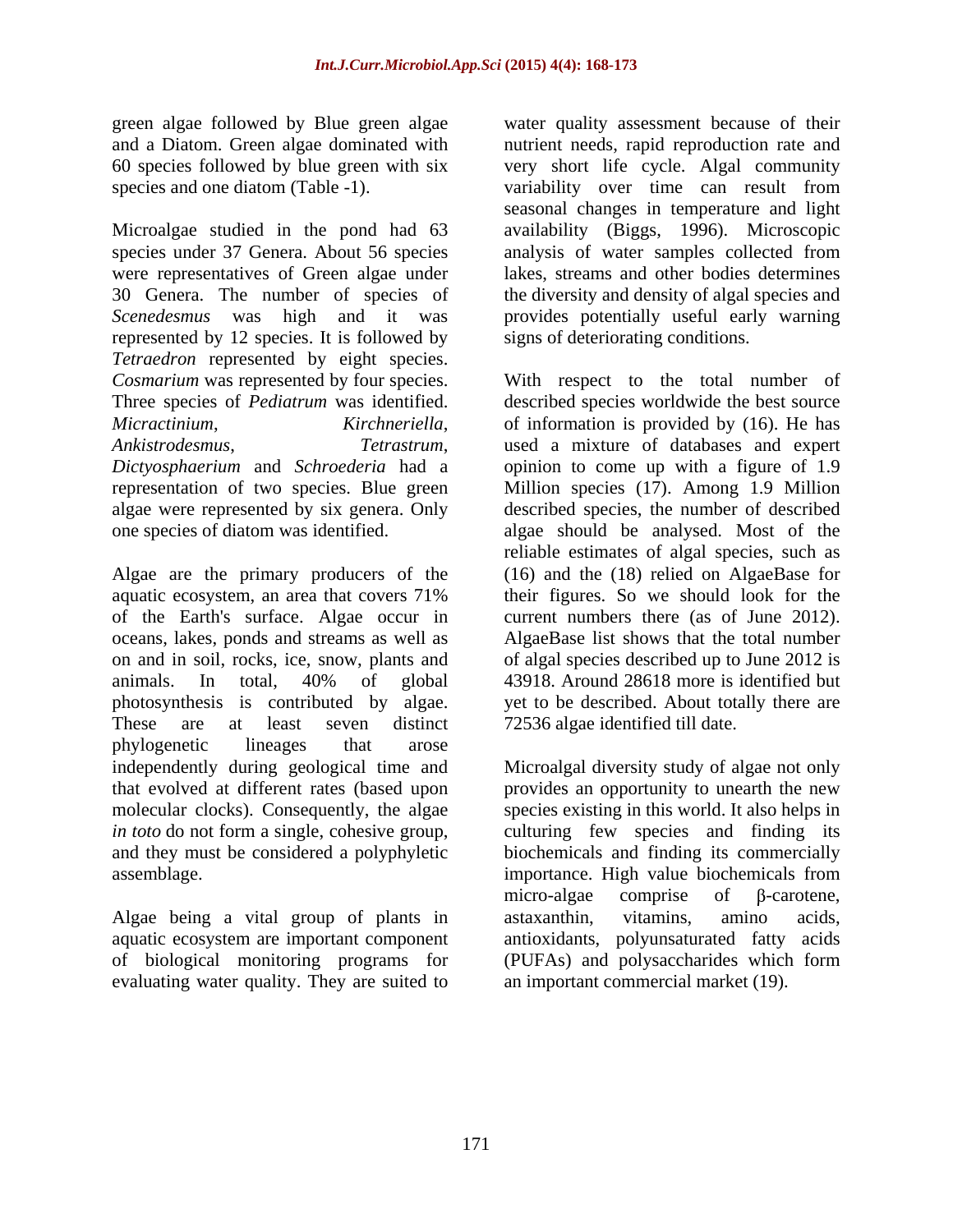green algae followed by Blue green algae and a Diatom. Green algae dominated with 60 species followed by blue green with six species and one diatom (Table -1).

Microalgae studied in the pond had 63 species under 37 Genera. About 56 species were representatives of Green algae under 30 Genera. The number of species of *Scenedesmus* was high and it was represented by 12 species. It is followed by *Tetraedron* represented by eight species. *Cosmarium* was represented by four species. Three species of *Pediatrum* was identified. *Micractinium*, *Kirchneriella*, *Ankistrodesmus*, *Tetrastrum*, *Dictyosphaerium* and *Schroederia* had a representation of two species. Blue green algae were represented by six genera. Only one species of diatom was identified.

Algae are the primary producers of the aquatic ecosystem, an area that covers 71% of the Earth's surface. Algae occur in oceans, lakes, ponds and streams as well as on and in soil, rocks, ice, snow, plants and animals. In total, 40% of global photosynthesis is contributed by algae. These are at least seven distinct phylogenetic lineages that arose independently during geological time and that evolved at different rates (based upon molecular clocks). Consequently, the algae *in toto* do not form a single, cohesive group, and they must be considered a polyphyletic assemblage.

Algae being a vital group of plants in aquatic ecosystem are important component of biological monitoring programs for evaluating water quality. They are suited to water quality assessment because of their nutrient needs, rapid reproduction rate and very short life cycle. Algal community variability over time can result from seasonal changes in temperature and light availability (Biggs, 1996). Microscopic analysis of water samples collected from lakes, streams and other bodies determines the diversity and density of algal species and provides potentially useful early warning signs of deteriorating conditions.

With respect to the total number of described species worldwide the best source of information is provided by (16). He has used a mixture of databases and expert opinion to come up with a figure of 1.9 Million species (17). Among 1.9 Million described species, the number of described algae should be analysed. Most of the reliable estimates of algal species, such as (16) and the (18) relied on AlgaeBase for their figures. So we should look for the current numbers there (as of June 2012). AlgaeBase list shows that the total number of algal species described up to June 2012 is 43918. Around 28618 more is identified but yet to be described. About totally there are 72536 algae identified till date.

Microalgal diversity study of algae not only provides an opportunity to unearth the new species existing in this world. It also helps in culturing few species and finding its biochemicals and finding its commercially importance. High value biochemicals from micro-algae comprise of β-carotene, astaxanthin, vitamins, amino acids, antioxidants, polyunsaturated fatty acids (PUFAs) and polysaccharides which form an important commercial market (19).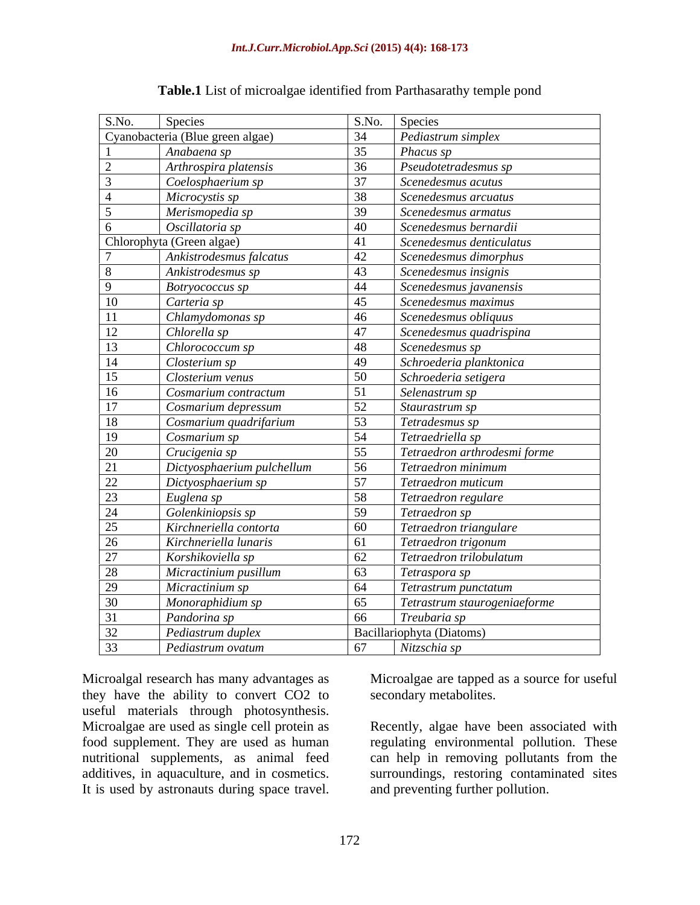**Table.1** List of microalgae identified from Parthasarathy temple pond

| S.No. | Species | S.No. | Species |
|---|---|---|---|
| Cyanobacteria (Blue green algae) | | 34 | *Pediastrum simplex* |
| 1 | *Anabaena sp* | 35 | *Phacus sp* |
| 2 | *Arthrospira platensis* | 36 | *Pseudotetradesmus sp* |
| 3 | *Coelosphaerium sp* | 37 | *Scenedesmus acutus* |
| 4 | *Microcystis sp* | 38 | *Scenedesmus arcuatus* |
| 5 | *Merismopedia sp* | 39 | *Scenedesmus armatus* |
| 6 | *Oscillatoria sp* | 40 | *Scenedesmus bernardii* |
| Chlorophyta (Green algae) | | 41 | *Scenedesmus denticulatus* |
| 7 | *Ankistrodesmus falcatus* | 42 | *Scenedesmus dimorphus* |
| 8 | *Ankistrodesmus sp* | 43 | *Scenedesmus insignis* |
| 9 | *Botryococcus sp* | 44 | *Scenedesmus javanensis* |
| 10 | *Carteria sp* | 45 | *Scenedesmus maximus* |
| 11 | *Chlamydomonas sp* | 46 | *Scenedesmus obliquus* |
| 12 | *Chlorella sp* | 47 | *Scenedesmus quadrispina* |
| 13 | *Chlorococcum sp* | 48 | *Scenedesmus sp* |
| 14 | *Closterium sp* | 49 | *Schroederia planktonica* |
| 15 | *Closterium venus* | 50 | *Schroederia setigera* |
| 16 | *Cosmarium contractum* | 51 | *Selenastrum sp* |
| 17 | *Cosmarium depressum* | 52 | *Staurastrum sp* |
| 18 | *Cosmarium quadrifarium* | 53 | *Tetradesmus sp* |
| 19 | *Cosmarium sp* | 54 | *Tetraedriella sp* |
| 20 | *Crucigenia sp* | 55 | *Tetraedron arthrodesmi forme* |
| 21 | *Dictyosphaerium pulchellum* | 56 | *Tetraedron minimum* |
| 22 | *Dictyosphaerium sp* | 57 | *Tetraedron muticum* |
| 23 | *Euglena sp* | 58 | *Tetraedron regulare* |
| 24 | *Golenkiniopsis sp* | 59 | *Tetraedron sp* |
| 25 | *Kirchneriella contorta* | 60 | *Tetraedron triangulare* |
| 26 | *Kirchneriella lunaris* | 61 | *Tetraedron trigonum* |
| 27 | *Korshikoviella sp* | 62 | *Tetraedron trilobulatum* |
| 28 | *Micractinium pusillum* | 63 | *Tetraspora sp* |
| 29 | *Micractinium sp* | 64 | *Tetrastrum punctatum* |
| 30 | *Monoraphidium sp* | 65 | *Tetrastrum staurogeniaeforme* |
| 31 | *Pandorina sp* | 66 | *Treubaria sp* |
| 32 | *Pediastrum duplex* | Bacillariophyta (Diatoms) | |
| 33 | *Pediastrum ovatum* | 67 | *Nitzschia sp* |

Microalgal research has many advantages as they have the ability to convert $CO_2$ to useful materials through photosynthesis. Microalgae are used as single cell protein as food supplement. They are used as human nutritional supplements, as animal feed additives, in aquaculture, and in cosmetics. It is used by astronauts during space travel. Microalgae are tapped as a source for useful secondary metabolites.

Recently, algae have been associated with regulating environmental pollution. These can help in removing pollutants from the surroundings, restoring contaminated sites and preventing further pollution.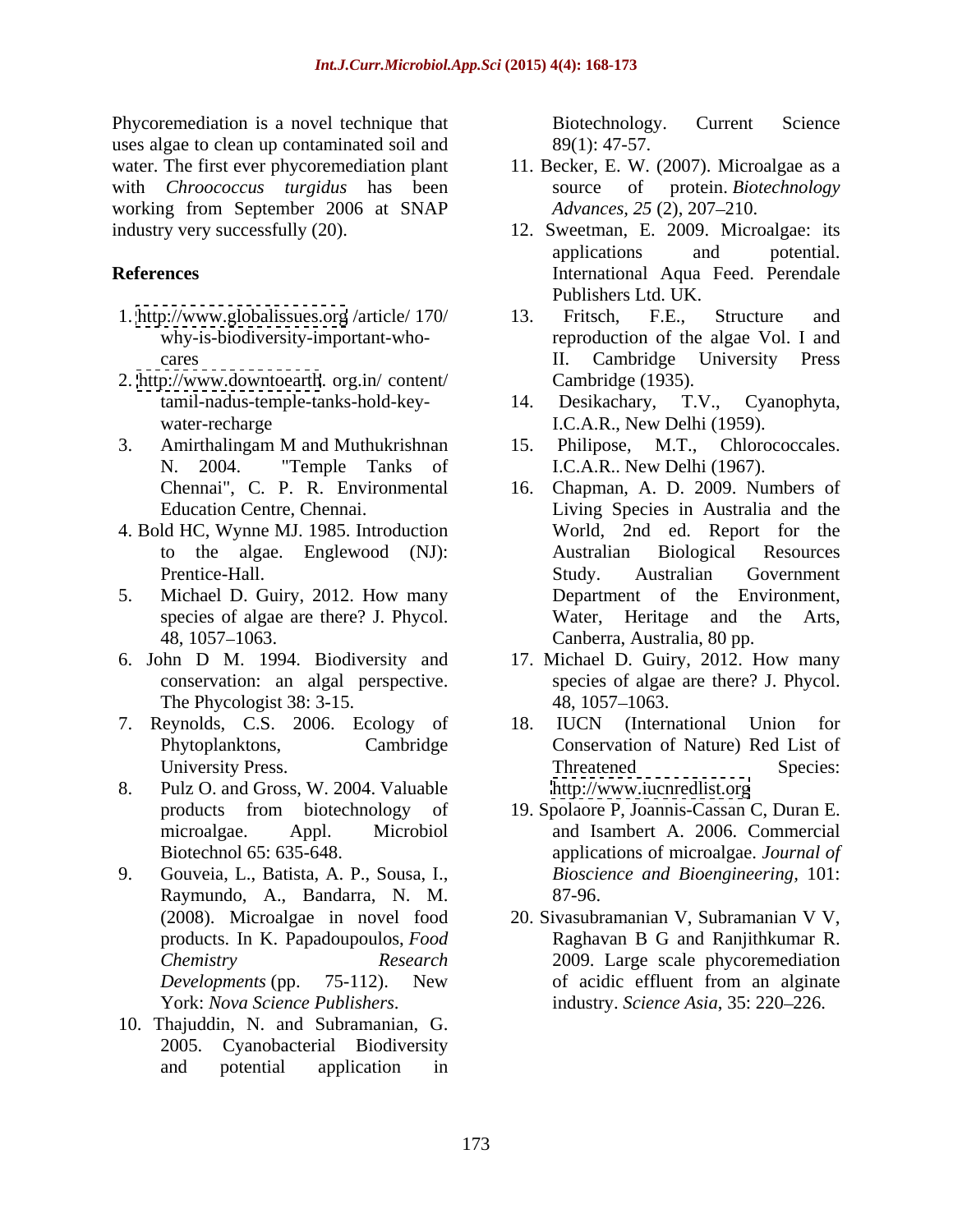Phycoremediation is a novel technique that uses algae to clean up contaminated soil and water. The first ever phycoremediation plant with *Chroococcus turgidus* has been working from September 2006 at SNAP industry very successfully (20).

## References

1. http://www.globalissues.org /article/ 170/ why-is-biodiversity-important-who-cares
2. http://www.downtoearth. org.in/ content/ tamil-nadus-temple-tanks-hold-key-water-recharge
3. Amirthalingam M and Muthukrishnan N. 2004. "Temple Tanks of Chennai", C. P. R. Environmental Education Centre, Chennai.
4. Bold HC, Wynne MJ. 1985. Introduction to the algae. Englewood (NJ): Prentice-Hall.
5. Michael D. Guiry, 2012. How many species of algae are there? J. Phycol. 48, 1057–1063.
6. John D M. 1994. Biodiversity and conservation: an algal perspective. The Phycologist 38: 3-15.
7. Reynolds, C.S. 2006. Ecology of Phytoplanktons, Cambridge University Press.
8. Pulz O. and Gross, W. 2004. Valuable products from biotechnology of microalgae. Appl. Microbiol Biotechnol 65: 635-648.
9. Gouveia, L., Batista, A. P., Sousa, I., Raymundo, A., Bandarra, N. M. (2008). Microalgae in novel food products. In K. Papadoupoulos, *Food Chemistry Research Developments* (pp. 75-112). New York: *Nova Science Publishers*.
10. Thajuddin, N. and Subramanian, G. 2005. Cyanobacterial Biodiversity and potential application in Biotechnology. Current Science 89(1): 47-57.
11. Becker, E. W. (2007). Microalgae as a source of protein. *Biotechnology Advances*, *25* (2), 207–210.
12. Sweetman, E. 2009. Microalgae: its applications and potential. International Aqua Feed. Perendale Publishers Ltd. UK.
13. Fritsch, F.E., Structure and reproduction of the algae Vol. I and II. Cambridge University Press Cambridge (1935).
14. Desikachary, T.V., Cyanophyta, I.C.A.R., New Delhi (1959).
15. Philipose, M.T., Chlorococcales. I.C.A.R.. New Delhi (1967).
16. Chapman, A. D. 2009. Numbers of Living Species in Australia and the World, 2nd ed. Report for the Australian Biological Resources Study. Australian Government Department of the Environment, Water, Heritage and the Arts, Canberra, Australia, 80 pp.
17. Michael D. Guiry, 2012. How many species of algae are there? J. Phycol. 48, 1057–1063.
18. IUCN (International Union for Conservation of Nature) Red List of Threatened Species: http://www.iucnredlist.org
19. Spolaore P, Joannis-Cassan C, Duran E. and Isambert A. 2006. Commercial applications of microalgae. *Journal of Bioscience and Bioengineering*, 101: 87-96.
20. Sivasubramanian V, Subramanian V V, Raghavan B G and Ranjithkumar R. 2009. Large scale phycoremediation of acidic effluent from an alginate industry. *Science Asia*, 35: 220–226.